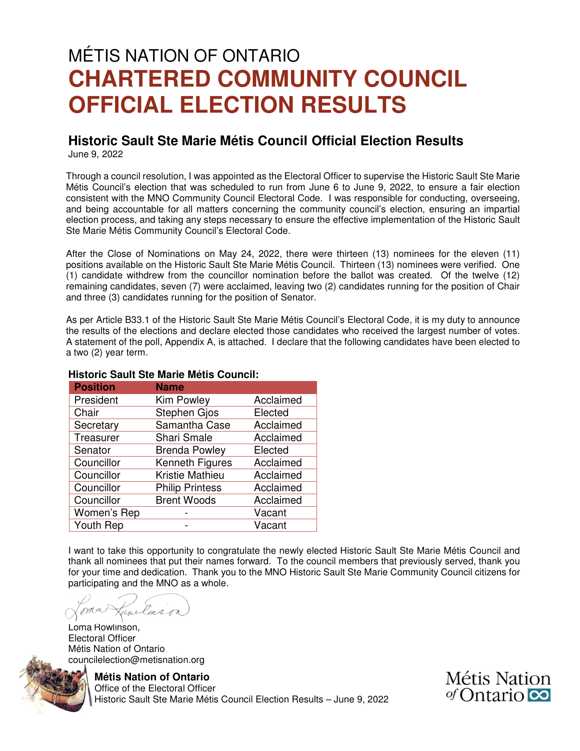# MÉTIS NATION OF ONTARIO

# CHARTERED COMMUNITY COUNCIL OFFICIAL ELECTION RESULTS

## Historic Sault Ste Marie Métis Council Official Election Results

June 9, 2022

Through a council resolution, I was appointed as the Electoral Officer to supervise the Historic Sault Ste Marie Métis Council's election that was scheduled to run from June 6 to June 9, 2022, to ensure a fair election consistent with the MNO Community Council Electoral Code. I was responsible for conducting, overseeing, and being accountable for all matters concerning the community council's election, ensuring an impartial election process, and taking any steps necessary to ensure the effective implementation of the Historic Sault Ste Marie Métis Community Council's Electoral Code.

After the Close of Nominations on May 24, 2022, there were thirteen (13) nominees for the eleven (11) positions available on the Historic Sault Ste Marie Métis Council. Thirteen (13) nominees were verified. One (1) candidate withdrew from the councillor nomination before the ballot was created. Of the twelve (12) remaining candidates, seven (7) were acclaimed, leaving two (2) candidates running for the position of Chair and three (3) candidates running for the position of Senator.

As per Article B33.1 of the Historic Sault Ste Marie Métis Council's Electoral Code, it is my duty to announce the results of the elections and declare elected those candidates who received the largest number of votes. A statement of the poll, Appendix A, is attached. I declare that the following candidates have been elected to a two (2) year term.

**Historic Sault Ste Marie Métis Council:**

| Position | Name | |
|---|---|---|
| President | Kim Powley | Acclaimed |
| Chair | Stephen Gjos | Elected |
| Secretary | Samantha Case | Acclaimed |
| Treasurer | Shari Smale | Acclaimed |
| Senator | Brenda Powley | Elected |
| Councillor | Kenneth Figures | Acclaimed |
| Councillor | Kristie Mathieu | Acclaimed |
| Councillor | Philip Printess | Acclaimed |
| Councillor | Brent Woods | Acclaimed |
| Women's Rep | - | Vacant |
| Youth Rep | - | Vacant |

I want to take this opportunity to congratulate the newly elected Historic Sault Ste Marie Métis Council and thank all nominees that put their names forward. To the council members that previously served, thank you for your time and dedication. Thank you to the MNO Historic Sault Ste Marie Community Council citizens for participating and the MNO as a whole.

Loma Rowlinson,
Electoral Officer
Métis Nation of Ontario
councilelection@metisnation.org

**Métis Nation of Ontario**
Office of the Electoral Officer
Historic Sault Ste Marie Métis Council Election Results – June 9, 2022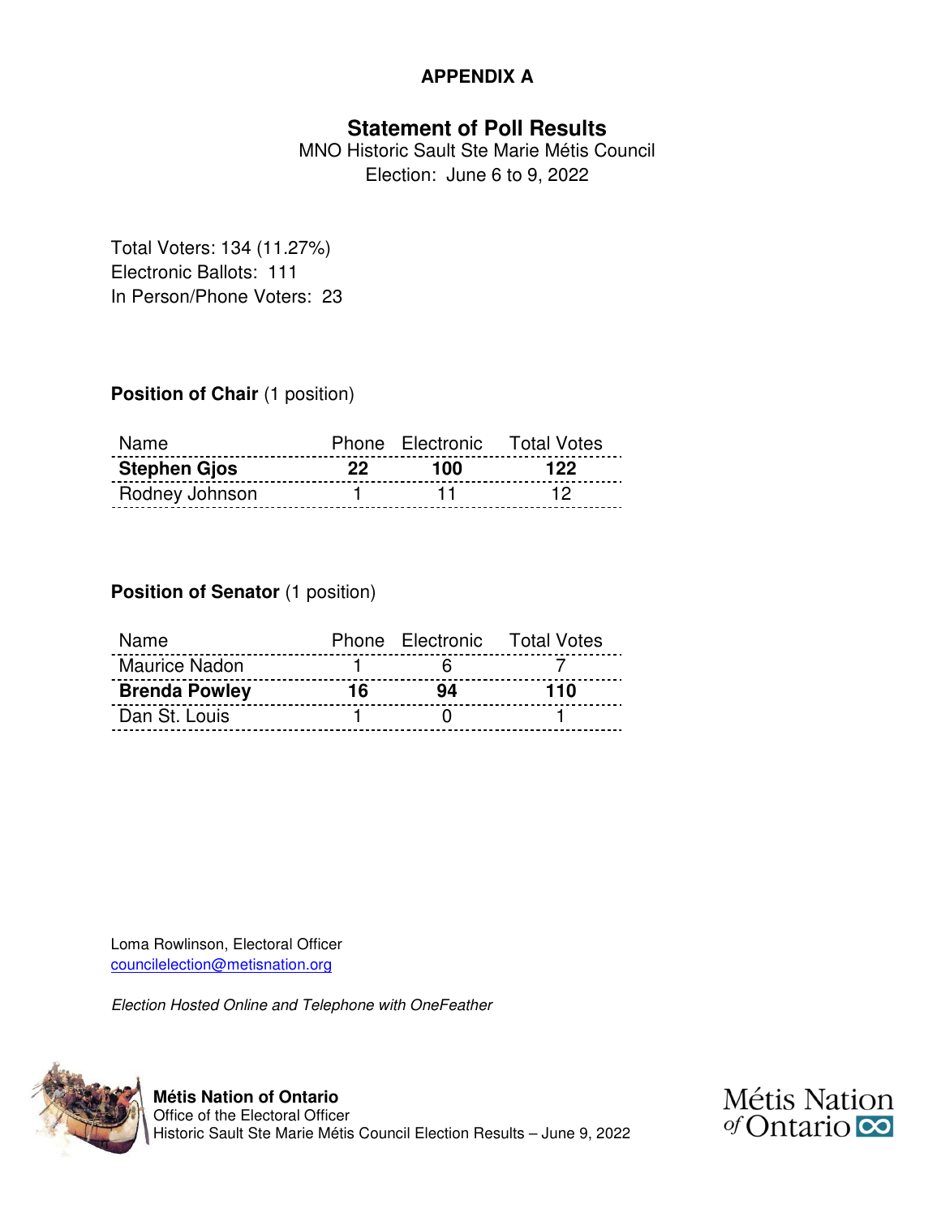**APPENDIX A**

## Statement of Poll Results

MNO Historic Sault Ste Marie Métis Council
Election: June 6 to 9, 2022

Total Voters: 134 (11.27%)
Electronic Ballots: 111
In Person/Phone Voters: 23

**Position of Chair** (1 position)

| Name | Phone | Electronic | Total Votes |
|---|---|---|---|
| **Stephen Gjos** | **22** | **100** | **122** |
| Rodney Johnson | 1 | 11 | 12 |

**Position of Senator** (1 position)

| Name | Phone | Electronic | Total Votes |
|---|---|---|---|
| Maurice Nadon | 1 | 6 | 7 |
| **Brenda Powley** | **16** | **94** | **110** |
| Dan St. Louis | 1 | 0 | 1 |

Loma Rowlinson, Electoral Officer
councilelection@metisnation.org

*Election Hosted Online and Telephone with OneFeather*

**Métis Nation of Ontario**
Office of the Electoral Officer
Historic Sault Ste Marie Métis Council Election Results – June 9, 2022

Métis Nation of Ontario